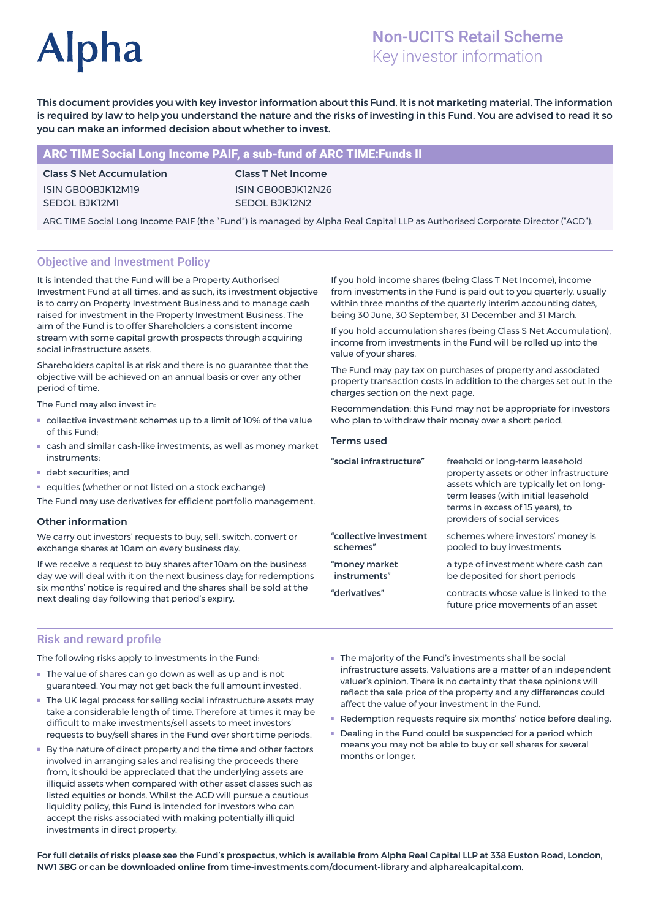# Alpha

## Non-UCITS Retail Scheme
Key investor information

**This document provides you with key investor information about this Fund. It is not marketing material. The information is required by law to help you understand the nature and the risks of investing in this Fund. You are advised to read it so you can make an informed decision about whether to invest.**

## ARC TIME Social Long Income PAIF, a sub-fund of ARC TIME:Funds II

| Class S Net Accumulation | Class T Net Income |
| --- | --- |
| ISIN GB00BJK12M19 | ISIN GB00BJK12N26 |
| SEDOL BJK12M1 | SEDOL BJK12N2 |

ARC TIME Social Long Income PAIF (the "Fund") is managed by Alpha Real Capital LLP as Authorised Corporate Director ("ACD").

## Objective and Investment Policy

It is intended that the Fund will be a Property Authorised Investment Fund at all times, and as such, its investment objective is to carry on Property Investment Business and to manage cash raised for investment in the Property Investment Business. The aim of the Fund is to offer Shareholders a consistent income stream with some capital growth prospects through acquiring social infrastructure assets.

Shareholders capital is at risk and there is no guarantee that the objective will be achieved on an annual basis or over any other period of time.

The Fund may also invest in:

- collective investment schemes up to a limit of 10% of the value of this Fund;
- cash and similar cash-like investments, as well as money market instruments;
- debt securities; and
- equities (whether or not listed on a stock exchange)

The Fund may use derivatives for efficient portfolio management.

### Other information

We carry out investors' requests to buy, sell, switch, convert or exchange shares at 10am on every business day.

If we receive a request to buy shares after 10am on the business day we will deal with it on the next business day; for redemptions six months' notice is required and the shares shall be sold at the next dealing day following that period's expiry.

If you hold income shares (being Class T Net Income), income from investments in the Fund is paid out to you quarterly, usually within three months of the quarterly interim accounting dates, being 30 June, 30 September, 31 December and 31 March.

If you hold accumulation shares (being Class S Net Accumulation), income from investments in the Fund will be rolled up into the value of your shares.

The Fund may pay tax on purchases of property and associated property transaction costs in addition to the charges set out in the charges section on the next page.

Recommendation: this Fund may not be appropriate for investors who plan to withdraw their money over a short period.

### Terms used

| | |
| --- | --- |
| **"social infrastructure"** | freehold or long-term leasehold property assets or other infrastructure assets which are typically let on long-term leases (with initial leasehold terms in excess of 15 years), to providers of social services |
| **"collective investment schemes"** | schemes where investors' money is pooled to buy investments |
| **"money market instruments"** | a type of investment where cash can be deposited for short periods |
| **"derivatives"** | contracts whose value is linked to the future price movements of an asset |

## Risk and reward profile

The following risks apply to investments in the Fund:

- The value of shares can go down as well as up and is not guaranteed. You may not get back the full amount invested.
- The UK legal process for selling social infrastructure assets may take a considerable length of time. Therefore at times it may be difficult to make investments/sell assets to meet investors' requests to buy/sell shares in the Fund over short time periods.
- By the nature of direct property and the time and other factors involved in arranging sales and realising the proceeds there from, it should be appreciated that the underlying assets are illiquid assets when compared with other asset classes such as listed equities or bonds. Whilst the ACD will pursue a cautious liquidity policy, this Fund is intended for investors who can accept the risks associated with making potentially illiquid investments in direct property.
- The majority of the Fund's investments shall be social infrastructure assets. Valuations are a matter of an independent valuer's opinion. There is no certainty that these opinions will reflect the sale price of the property and any differences could affect the value of your investment in the Fund.
- Redemption requests require six months' notice before dealing.
- Dealing in the Fund could be suspended for a period which means you may not be able to buy or sell shares for several months or longer.

**For full details of risks please see the Fund's prospectus, which is available from Alpha Real Capital LLP at 338 Euston Road, London, NW1 3BG or can be downloaded online from time-investments.com/document-library and alpharealcapital.com.**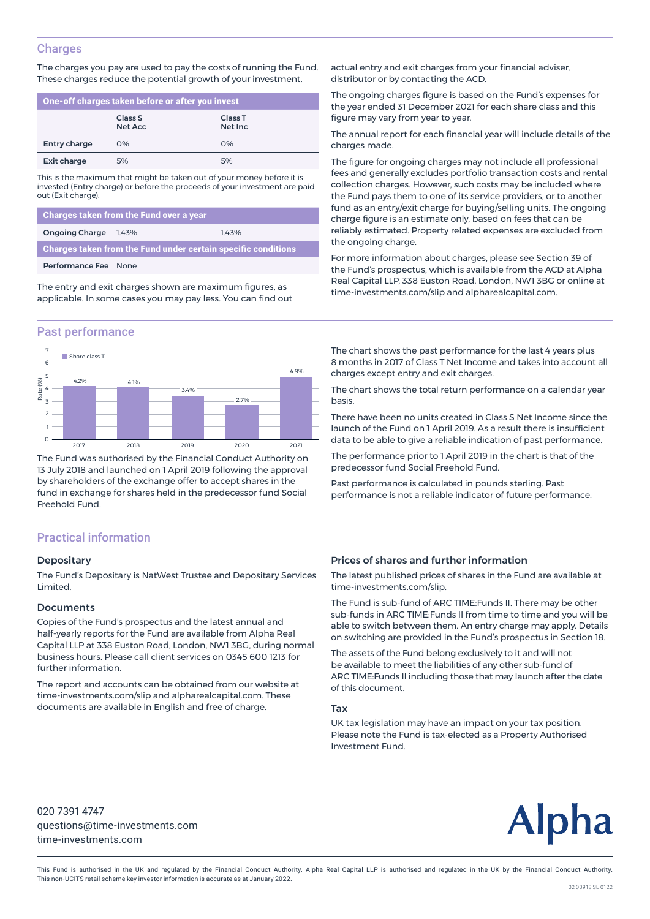## Charges

The charges you pay are used to pay the costs of running the Fund. These charges reduce the potential growth of your investment.

| One-off charges taken before or after you invest | | |
|---|---|---|
| | Class S Net Acc | Class T Net Inc |
| Entry charge | 0% | 0% |
| Exit charge | 5% | 5% |

This is the maximum that might be taken out of your money before it is invested (Entry charge) or before the proceeds of your investment are paid out (Exit charge).

| Charges taken from the Fund over a year | | |
|---|---|---|
| Ongoing Charge | 1.43% | 1.43% |
| **Charges taken from the Fund under certain specific conditions** | | |
| Performance Fee | None | |

The entry and exit charges shown are maximum figures, as applicable. In some cases you may pay less. You can find out actual entry and exit charges from your financial adviser, distributor or by contacting the ACD.

The ongoing charges figure is based on the Fund's expenses for the year ended 31 December 2021 for each share class and this figure may vary from year to year.

The annual report for each financial year will include details of the charges made.

The figure for ongoing charges may not include all professional fees and generally excludes portfolio transaction costs and rental collection charges. However, such costs may be included where the Fund pays them to one of its service providers, or to another fund as an entry/exit charge for buying/selling units. The ongoing charge figure is an estimate only, based on fees that can be reliably estimated. Property related expenses are excluded from the ongoing charge.

For more information about charges, please see Section 39 of the Fund's prospectus, which is available from the ACD at Alpha Real Capital LLP, 338 Euston Road, London, NW1 3BG or online at time-investments.com/slip and alpharealcapital.com.

## Past performance

Share class T

Rate (%)

7
6
5
4
3
2
1
0

4.2%
4.1%
3.4%
2.7%
4.9%

2017
2018
2019
2020
2021

The Fund was authorised by the Financial Conduct Authority on 13 July 2018 and launched on 1 April 2019 following the approval by shareholders of the exchange offer to accept shares in the fund in exchange for shares held in the predecessor fund Social Freehold Fund.

The chart shows the past performance for the last 4 years plus 8 months in 2017 of Class T Net Income and takes into account all charges except entry and exit charges.

The chart shows the total return performance on a calendar year basis.

There have been no units created in Class S Net Income since the launch of the Fund on 1 April 2019. As a result there is insufficient data to be able to give a reliable indication of past performance.

The performance prior to 1 April 2019 in the chart is that of the predecessor fund Social Freehold Fund.

Past performance is calculated in pounds sterling. Past performance is not a reliable indicator of future performance.

## Practical information

### Depositary

The Fund's Depositary is NatWest Trustee and Depositary Services Limited.

### Documents

Copies of the Fund's prospectus and the latest annual and half-yearly reports for the Fund are available from Alpha Real Capital LLP at 338 Euston Road, London, NW1 3BG, during normal business hours. Please call client services on 0345 600 1213 for further information.

The report and accounts can be obtained from our website at time-investments.com/slip and alpharealcapital.com. These documents are available in English and free of charge.

### Prices of shares and further information

The latest published prices of shares in the Fund are available at time-investments.com/slip.

The Fund is sub-fund of ARC TIME:Funds II. There may be other sub-funds in ARC TIME:Funds II from time to time and you will be able to switch between them. An entry charge may apply. Details on switching are provided in the Fund's prospectus in Section 18.

The assets of the Fund belong exclusively to it and will not be available to meet the liabilities of any other sub-fund of ARC TIME:Funds II including those that may launch after the date of this document.

### Tax

UK tax legislation may have an impact on your tax position. Please note the Fund is tax-elected as a Property Authorised Investment Fund.

020 7391 4747
questions@time-investments.com
time-investments.com

Alpha

This Fund is authorised in the UK and regulated by the Financial Conduct Authority. Alpha Real Capital LLP is authorised and regulated in the UK by the Financial Conduct Authority. This non-UCITS retail scheme key investor information is accurate as at January 2022.

02 00918 SL 0122